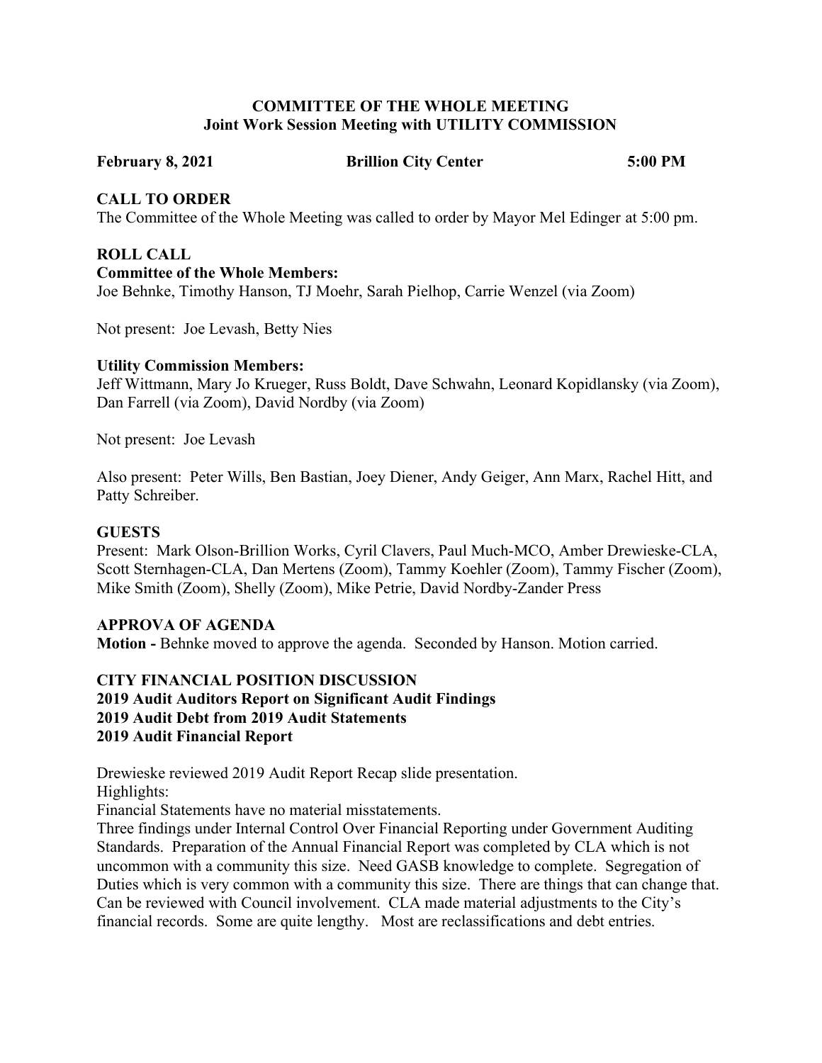**COMMITTEE OF THE WHOLE MEETING**
**Joint Work Session Meeting with UTILITY COMMISSION**

**February 8, 2021 Brillion City Center 5:00 PM**

**CALL TO ORDER**

The Committee of the Whole Meeting was called to order by Mayor Mel Edinger at 5:00 pm.

**ROLL CALL**

**Committee of the Whole Members:**

Joe Behnke, Timothy Hanson, TJ Moehr, Sarah Pielhop, Carrie Wenzel (via Zoom)

Not present: Joe Levash, Betty Nies

**Utility Commission Members:**

Jeff Wittmann, Mary Jo Krueger, Russ Boldt, Dave Schwahn, Leonard Kopidlansky (via Zoom), Dan Farrell (via Zoom), David Nordby (via Zoom)

Not present: Joe Levash

Also present: Peter Wills, Ben Bastian, Joey Diener, Andy Geiger, Ann Marx, Rachel Hitt, and Patty Schreiber.

**GUESTS**

Present: Mark Olson-Brillion Works, Cyril Clavers, Paul Much-MCO, Amber Drewieske-CLA, Scott Sternhagen-CLA, Dan Mertens (Zoom), Tammy Koehler (Zoom), Tammy Fischer (Zoom), Mike Smith (Zoom), Shelly (Zoom), Mike Petrie, David Nordby-Zander Press

**APPROVA OF AGENDA**

**Motion -** Behnke moved to approve the agenda. Seconded by Hanson. Motion carried.

**CITY FINANCIAL POSITION DISCUSSION**
**2019 Audit Auditors Report on Significant Audit Findings**
**2019 Audit Debt from 2019 Audit Statements**
**2019 Audit Financial Report**

Drewieske reviewed 2019 Audit Report Recap slide presentation.

Highlights:

Financial Statements have no material misstatements.

Three findings under Internal Control Over Financial Reporting under Government Auditing Standards. Preparation of the Annual Financial Report was completed by CLA which is not uncommon with a community this size. Need GASB knowledge to complete. Segregation of Duties which is very common with a community this size. There are things that can change that. Can be reviewed with Council involvement. CLA made material adjustments to the City's financial records. Some are quite lengthy. Most are reclassifications and debt entries.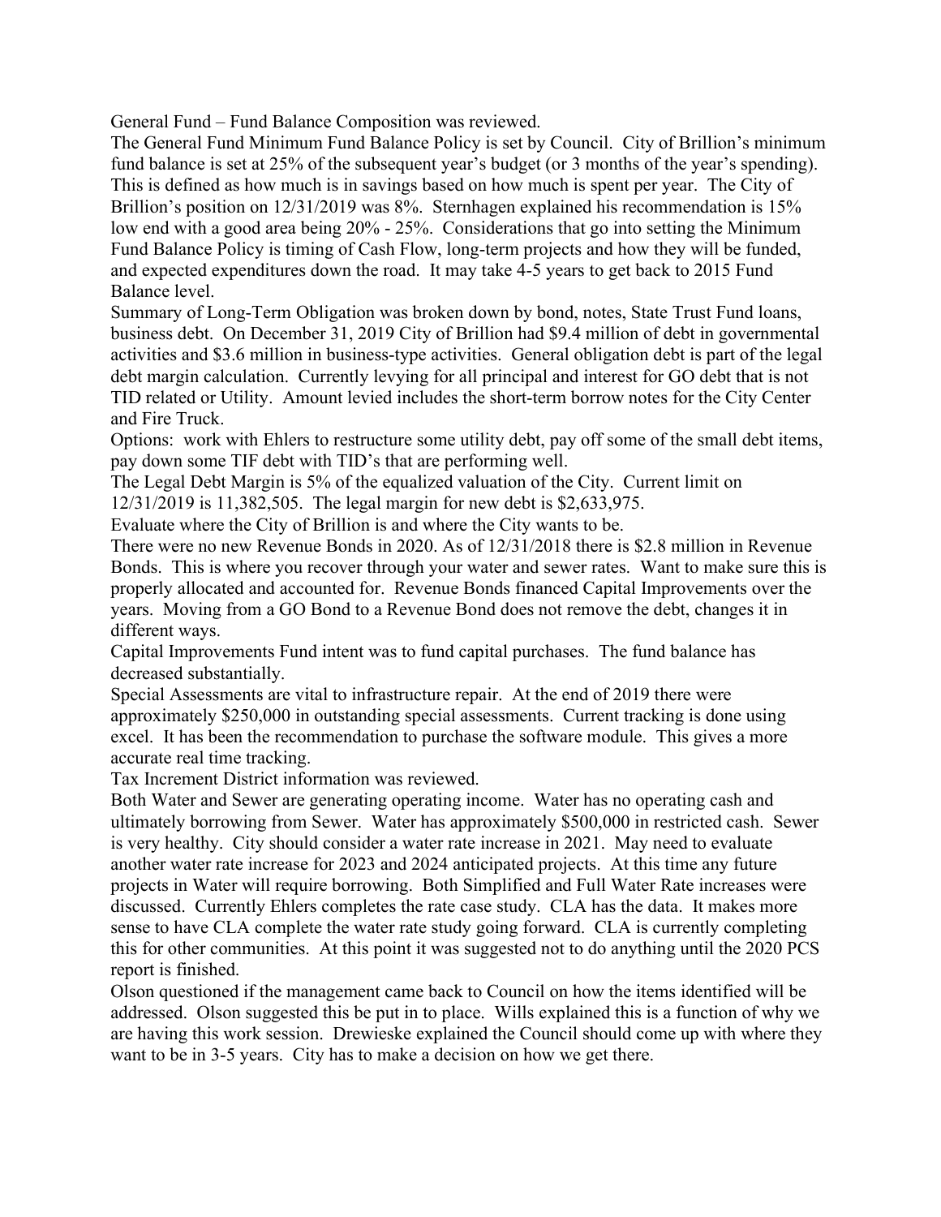General Fund – Fund Balance Composition was reviewed.

The General Fund Minimum Fund Balance Policy is set by Council. City of Brillion's minimum fund balance is set at 25% of the subsequent year's budget (or 3 months of the year's spending). This is defined as how much is in savings based on how much is spent per year. The City of Brillion's position on 12/31/2019 was 8%. Sternhagen explained his recommendation is 15% low end with a good area being 20% - 25%. Considerations that go into setting the Minimum Fund Balance Policy is timing of Cash Flow, long-term projects and how they will be funded, and expected expenditures down the road. It may take 4-5 years to get back to 2015 Fund Balance level.

Summary of Long-Term Obligation was broken down by bond, notes, State Trust Fund loans, business debt. On December 31, 2019 City of Brillion had $9.4 million of debt in governmental activities and $3.6 million in business-type activities. General obligation debt is part of the legal debt margin calculation. Currently levying for all principal and interest for GO debt that is not TID related or Utility. Amount levied includes the short-term borrow notes for the City Center and Fire Truck.

Options: work with Ehlers to restructure some utility debt, pay off some of the small debt items, pay down some TIF debt with TID's that are performing well.

The Legal Debt Margin is 5% of the equalized valuation of the City. Current limit on 12/31/2019 is 11,382,505. The legal margin for new debt is $2,633,975.

Evaluate where the City of Brillion is and where the City wants to be.

There were no new Revenue Bonds in 2020. As of 12/31/2018 there is $2.8 million in Revenue Bonds. This is where you recover through your water and sewer rates. Want to make sure this is properly allocated and accounted for. Revenue Bonds financed Capital Improvements over the years. Moving from a GO Bond to a Revenue Bond does not remove the debt, changes it in different ways.

Capital Improvements Fund intent was to fund capital purchases. The fund balance has decreased substantially.

Special Assessments are vital to infrastructure repair. At the end of 2019 there were approximately $250,000 in outstanding special assessments. Current tracking is done using excel. It has been the recommendation to purchase the software module. This gives a more accurate real time tracking.

Tax Increment District information was reviewed.

Both Water and Sewer are generating operating income. Water has no operating cash and ultimately borrowing from Sewer. Water has approximately $500,000 in restricted cash. Sewer is very healthy. City should consider a water rate increase in 2021. May need to evaluate another water rate increase for 2023 and 2024 anticipated projects. At this time any future projects in Water will require borrowing. Both Simplified and Full Water Rate increases were discussed. Currently Ehlers completes the rate case study. CLA has the data. It makes more sense to have CLA complete the water rate study going forward. CLA is currently completing this for other communities. At this point it was suggested not to do anything until the 2020 PCS report is finished.

Olson questioned if the management came back to Council on how the items identified will be addressed. Olson suggested this be put in to place. Wills explained this is a function of why we are having this work session. Drewieske explained the Council should come up with where they want to be in 3-5 years. City has to make a decision on how we get there.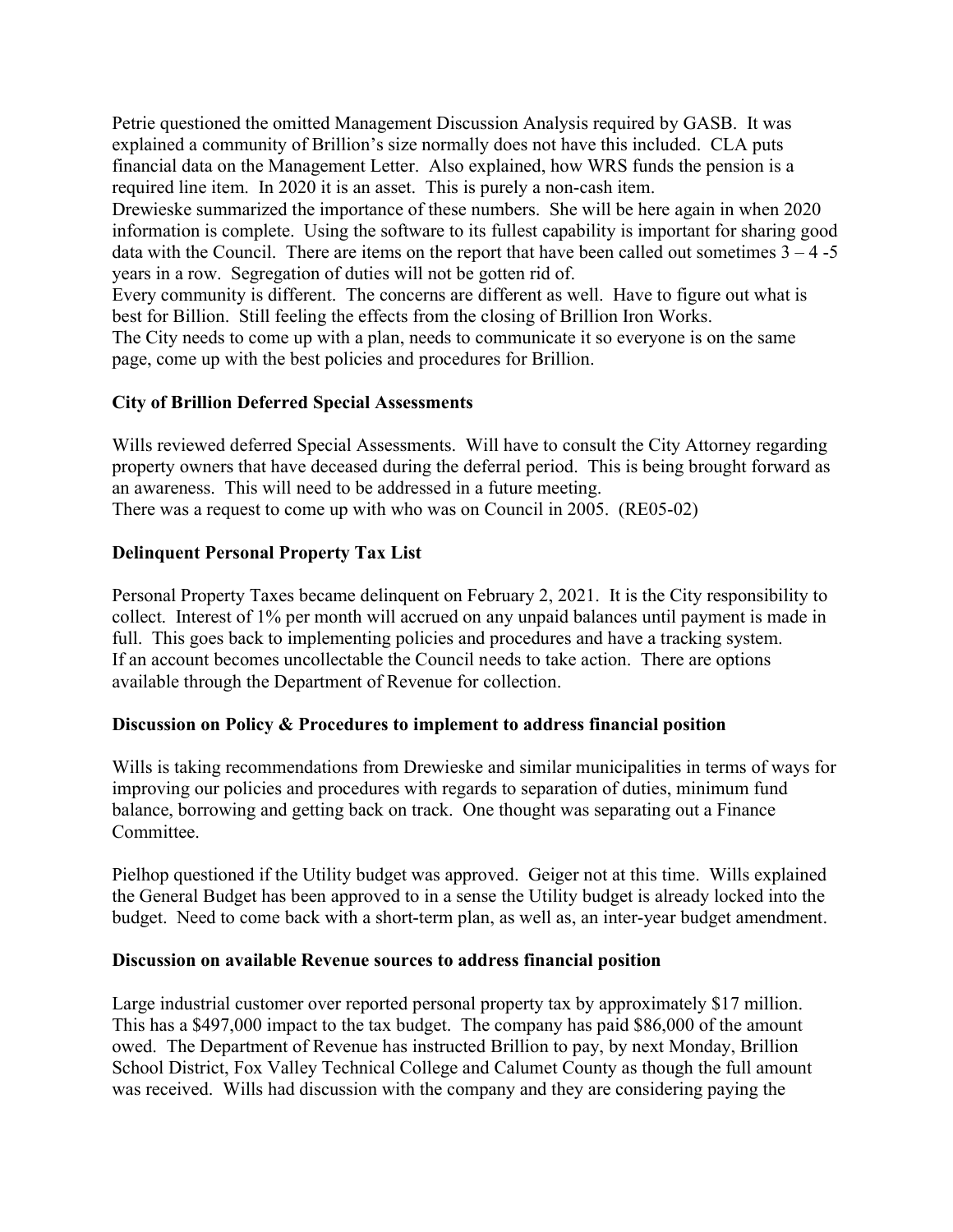Petrie questioned the omitted Management Discussion Analysis required by GASB. It was explained a community of Brillion's size normally does not have this included. CLA puts financial data on the Management Letter. Also explained, how WRS funds the pension is a required line item. In 2020 it is an asset. This is purely a non-cash item.
Drewieske summarized the importance of these numbers. She will be here again in when 2020 information is complete. Using the software to its fullest capability is important for sharing good data with the Council. There are items on the report that have been called out sometimes 3 – 4 -5 years in a row. Segregation of duties will not be gotten rid of.
Every community is different. The concerns are different as well. Have to figure out what is best for Billion. Still feeling the effects from the closing of Brillion Iron Works.
The City needs to come up with a plan, needs to communicate it so everyone is on the same page, come up with the best policies and procedures for Brillion.

**City of Brillion Deferred Special Assessments**

Wills reviewed deferred Special Assessments. Will have to consult the City Attorney regarding property owners that have deceased during the deferral period. This is being brought forward as an awareness. This will need to be addressed in a future meeting.
There was a request to come up with who was on Council in 2005. (RE05-02)

**Delinquent Personal Property Tax List**

Personal Property Taxes became delinquent on February 2, 2021. It is the City responsibility to collect. Interest of 1% per month will accrued on any unpaid balances until payment is made in full. This goes back to implementing policies and procedures and have a tracking system.
If an account becomes uncollectable the Council needs to take action. There are options available through the Department of Revenue for collection.

**Discussion on Policy & Procedures to implement to address financial position**

Wills is taking recommendations from Drewieske and similar municipalities in terms of ways for improving our policies and procedures with regards to separation of duties, minimum fund balance, borrowing and getting back on track. One thought was separating out a Finance Committee.

Pielhop questioned if the Utility budget was approved. Geiger not at this time. Wills explained the General Budget has been approved to in a sense the Utility budget is already locked into the budget. Need to come back with a short-term plan, as well as, an inter-year budget amendment.

**Discussion on available Revenue sources to address financial position**

Large industrial customer over reported personal property tax by approximately $17 million. This has a $497,000 impact to the tax budget. The company has paid $86,000 of the amount owed. The Department of Revenue has instructed Brillion to pay, by next Monday, Brillion School District, Fox Valley Technical College and Calumet County as though the full amount was received. Wills had discussion with the company and they are considering paying the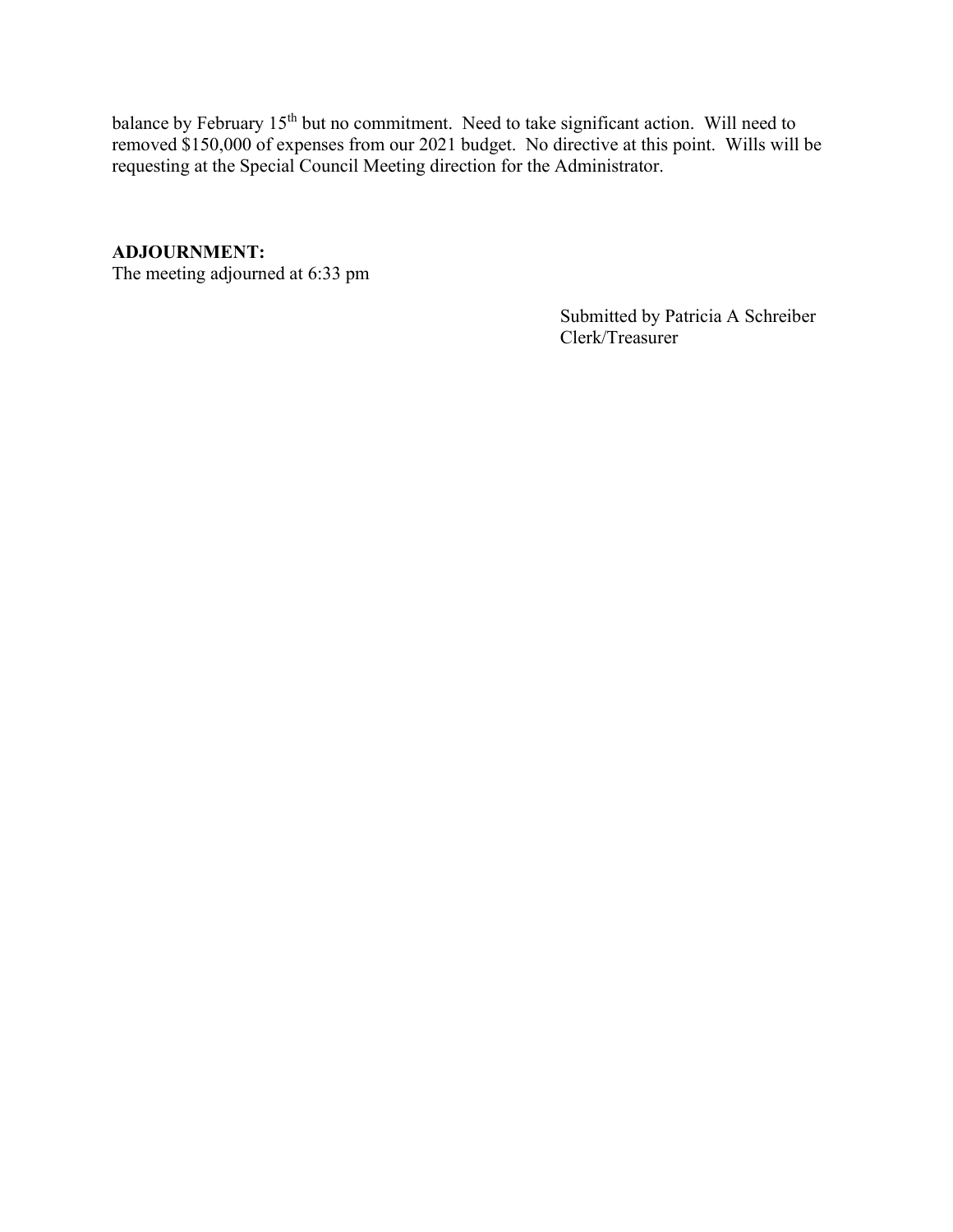balance by February 15th but no commitment. Need to take significant action. Will need to removed $150,000 of expenses from our 2021 budget. No directive at this point. Wills will be requesting at the Special Council Meeting direction for the Administrator.

**ADJOURNMENT:**
The meeting adjourned at 6:33 pm

Submitted by Patricia A Schreiber
Clerk/Treasurer